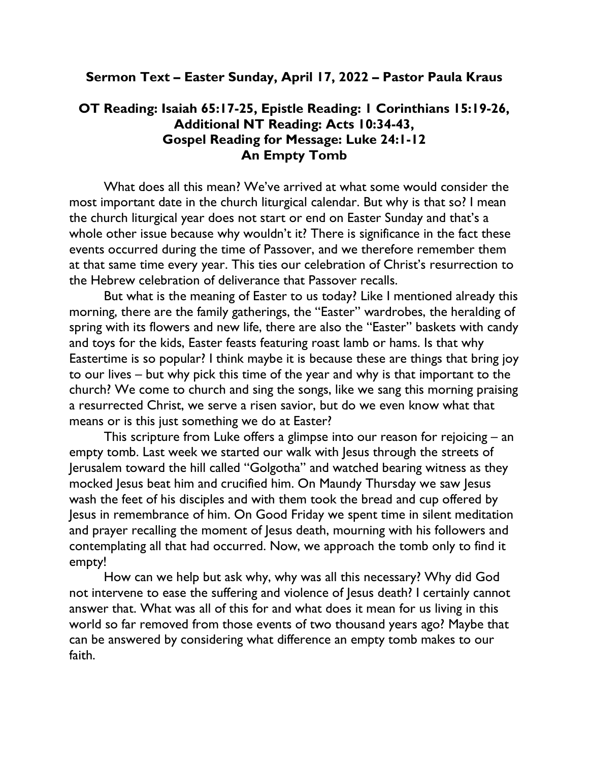**Sermon Text – Easter Sunday, April 17, 2022 – Pastor Paula Kraus**

**OT Reading: Isaiah 65:17-25, Epistle Reading: 1 Corinthians 15:19-26, Additional NT Reading: Acts 10:34-43, Gospel Reading for Message: Luke 24:1-12**

**An Empty Tomb**

What does all this mean? We've arrived at what some would consider the most important date in the church liturgical calendar. But why is that so? I mean the church liturgical year does not start or end on Easter Sunday and that's a whole other issue because why wouldn't it? There is significance in the fact these events occurred during the time of Passover, and we therefore remember them at that same time every year. This ties our celebration of Christ's resurrection to the Hebrew celebration of deliverance that Passover recalls.

But what is the meaning of Easter to us today? Like I mentioned already this morning, there are the family gatherings, the "Easter" wardrobes, the heralding of spring with its flowers and new life, there are also the "Easter" baskets with candy and toys for the kids, Easter feasts featuring roast lamb or hams. Is that why Eastertime is so popular? I think maybe it is because these are things that bring joy to our lives – but why pick this time of the year and why is that important to the church? We come to church and sing the songs, like we sang this morning praising a resurrected Christ, we serve a risen savior, but do we even know what that means or is this just something we do at Easter?

This scripture from Luke offers a glimpse into our reason for rejoicing – an empty tomb. Last week we started our walk with Jesus through the streets of Jerusalem toward the hill called "Golgotha" and watched bearing witness as they mocked Jesus beat him and crucified him. On Maundy Thursday we saw Jesus wash the feet of his disciples and with them took the bread and cup offered by Jesus in remembrance of him. On Good Friday we spent time in silent meditation and prayer recalling the moment of Jesus death, mourning with his followers and contemplating all that had occurred. Now, we approach the tomb only to find it empty!

How can we help but ask why, why was all this necessary? Why did God not intervene to ease the suffering and violence of Jesus death? I certainly cannot answer that. What was all of this for and what does it mean for us living in this world so far removed from those events of two thousand years ago? Maybe that can be answered by considering what difference an empty tomb makes to our faith.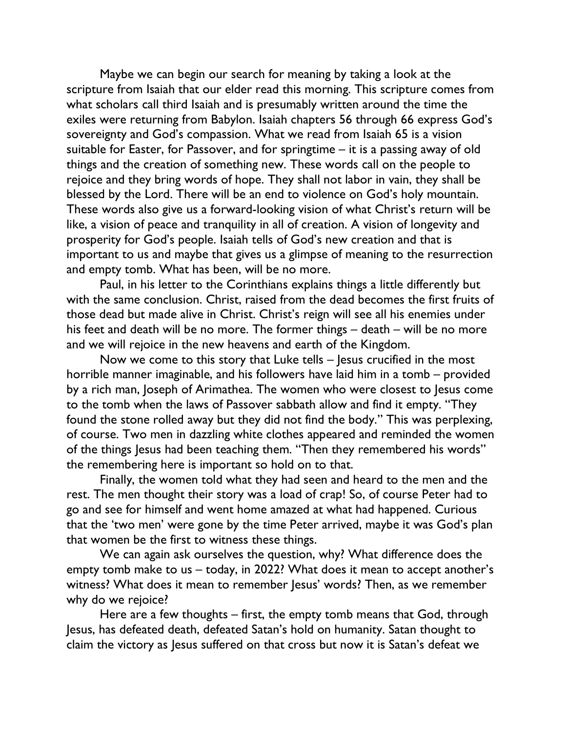Maybe we can begin our search for meaning by taking a look at the scripture from Isaiah that our elder read this morning. This scripture comes from what scholars call third Isaiah and is presumably written around the time the exiles were returning from Babylon. Isaiah chapters 56 through 66 express God's sovereignty and God's compassion. What we read from Isaiah 65 is a vision suitable for Easter, for Passover, and for springtime – it is a passing away of old things and the creation of something new. These words call on the people to rejoice and they bring words of hope. They shall not labor in vain, they shall be blessed by the Lord. There will be an end to violence on God's holy mountain. These words also give us a forward-looking vision of what Christ's return will be like, a vision of peace and tranquility in all of creation. A vision of longevity and prosperity for God's people. Isaiah tells of God's new creation and that is important to us and maybe that gives us a glimpse of meaning to the resurrection and empty tomb. What has been, will be no more.

Paul, in his letter to the Corinthians explains things a little differently but with the same conclusion. Christ, raised from the dead becomes the first fruits of those dead but made alive in Christ. Christ's reign will see all his enemies under his feet and death will be no more. The former things – death – will be no more and we will rejoice in the new heavens and earth of the Kingdom.

Now we come to this story that Luke tells – Jesus crucified in the most horrible manner imaginable, and his followers have laid him in a tomb – provided by a rich man, Joseph of Arimathea. The women who were closest to Jesus come to the tomb when the laws of Passover sabbath allow and find it empty. "They found the stone rolled away but they did not find the body." This was perplexing, of course. Two men in dazzling white clothes appeared and reminded the women of the things Jesus had been teaching them. "Then they remembered his words" the remembering here is important so hold on to that.

Finally, the women told what they had seen and heard to the men and the rest. The men thought their story was a load of crap! So, of course Peter had to go and see for himself and went home amazed at what had happened. Curious that the 'two men' were gone by the time Peter arrived, maybe it was God's plan that women be the first to witness these things.

We can again ask ourselves the question, why? What difference does the empty tomb make to us – today, in 2022? What does it mean to accept another's witness? What does it mean to remember Jesus' words? Then, as we remember why do we rejoice?

Here are a few thoughts – first, the empty tomb means that God, through Jesus, has defeated death, defeated Satan's hold on humanity. Satan thought to claim the victory as Jesus suffered on that cross but now it is Satan's defeat we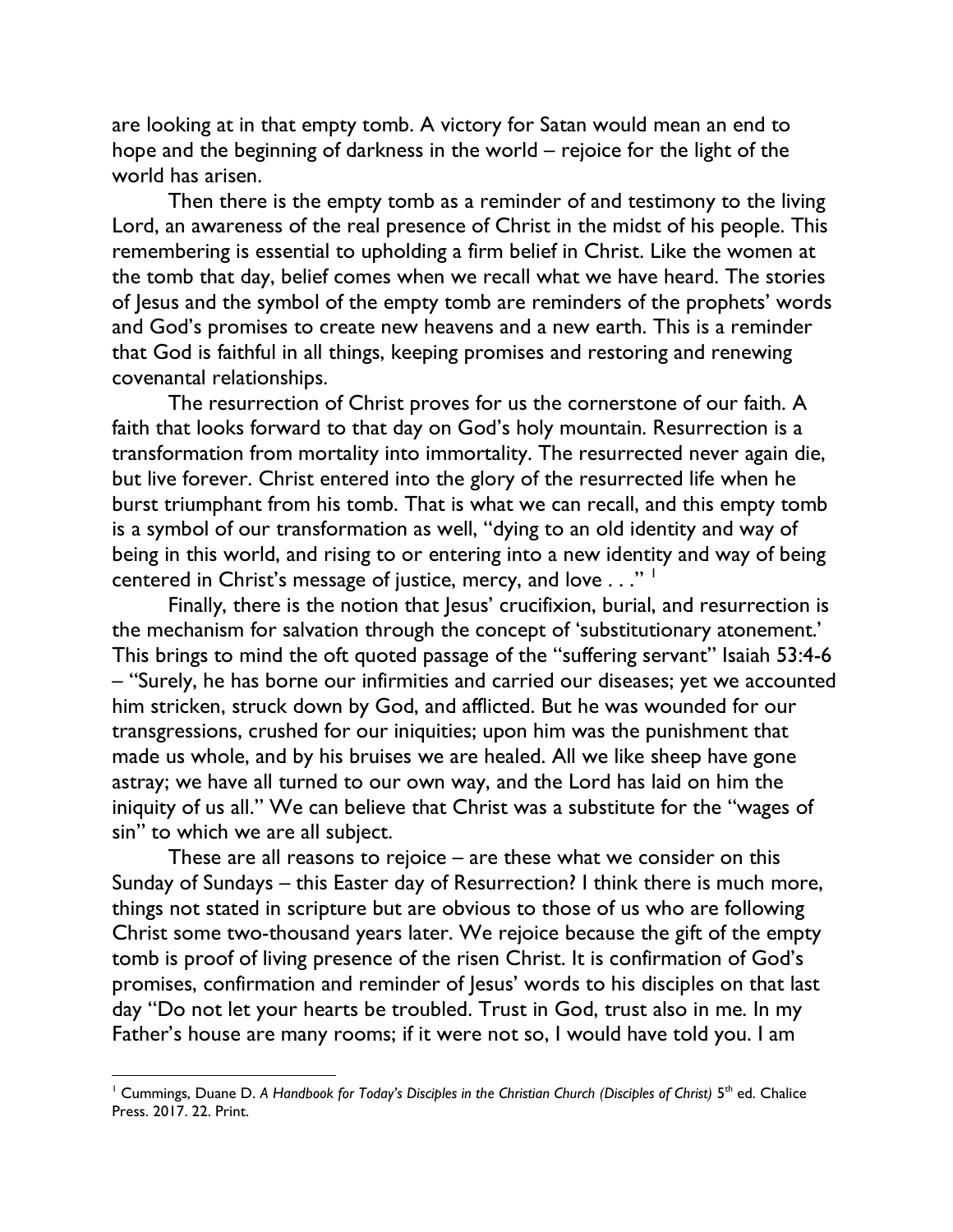are looking at in that empty tomb. A victory for Satan would mean an end to hope and the beginning of darkness in the world – rejoice for the light of the world has arisen.

Then there is the empty tomb as a reminder of and testimony to the living Lord, an awareness of the real presence of Christ in the midst of his people. This remembering is essential to upholding a firm belief in Christ. Like the women at the tomb that day, belief comes when we recall what we have heard. The stories of Jesus and the symbol of the empty tomb are reminders of the prophets' words and God's promises to create new heavens and a new earth. This is a reminder that God is faithful in all things, keeping promises and restoring and renewing covenantal relationships.

The resurrection of Christ proves for us the cornerstone of our faith. A faith that looks forward to that day on God's holy mountain. Resurrection is a transformation from mortality into immortality. The resurrected never again die, but live forever. Christ entered into the glory of the resurrected life when he burst triumphant from his tomb. That is what we can recall, and this empty tomb is a symbol of our transformation as well, "dying to an old identity and way of being in this world, and rising to or entering into a new identity and way of being centered in Christ's message of justice, mercy, and love . . ." [1]

Finally, there is the notion that Jesus' crucifixion, burial, and resurrection is the mechanism for salvation through the concept of 'substitutionary atonement.' This brings to mind the oft quoted passage of the "suffering servant" Isaiah 53:4-6 – "Surely, he has borne our infirmities and carried our diseases; yet we accounted him stricken, struck down by God, and afflicted. But he was wounded for our transgressions, crushed for our iniquities; upon him was the punishment that made us whole, and by his bruises we are healed. All we like sheep have gone astray; we have all turned to our own way, and the Lord has laid on him the iniquity of us all." We can believe that Christ was a substitute for the "wages of sin" to which we are all subject.

These are all reasons to rejoice – are these what we consider on this Sunday of Sundays – this Easter day of Resurrection? I think there is much more, things not stated in scripture but are obvious to those of us who are following Christ some two-thousand years later. We rejoice because the gift of the empty tomb is proof of living presence of the risen Christ. It is confirmation of God's promises, confirmation and reminder of Jesus' words to his disciples on that last day "Do not let your hearts be troubled. Trust in God, trust also in me. In my Father's house are many rooms; if it were not so, I would have told you. I am

---

[1] Cummings, Duane D. *A Handbook for Today's Disciples in the Christian Church (Disciples of Christ)* 5th ed. Chalice Press. 2017. 22. Print.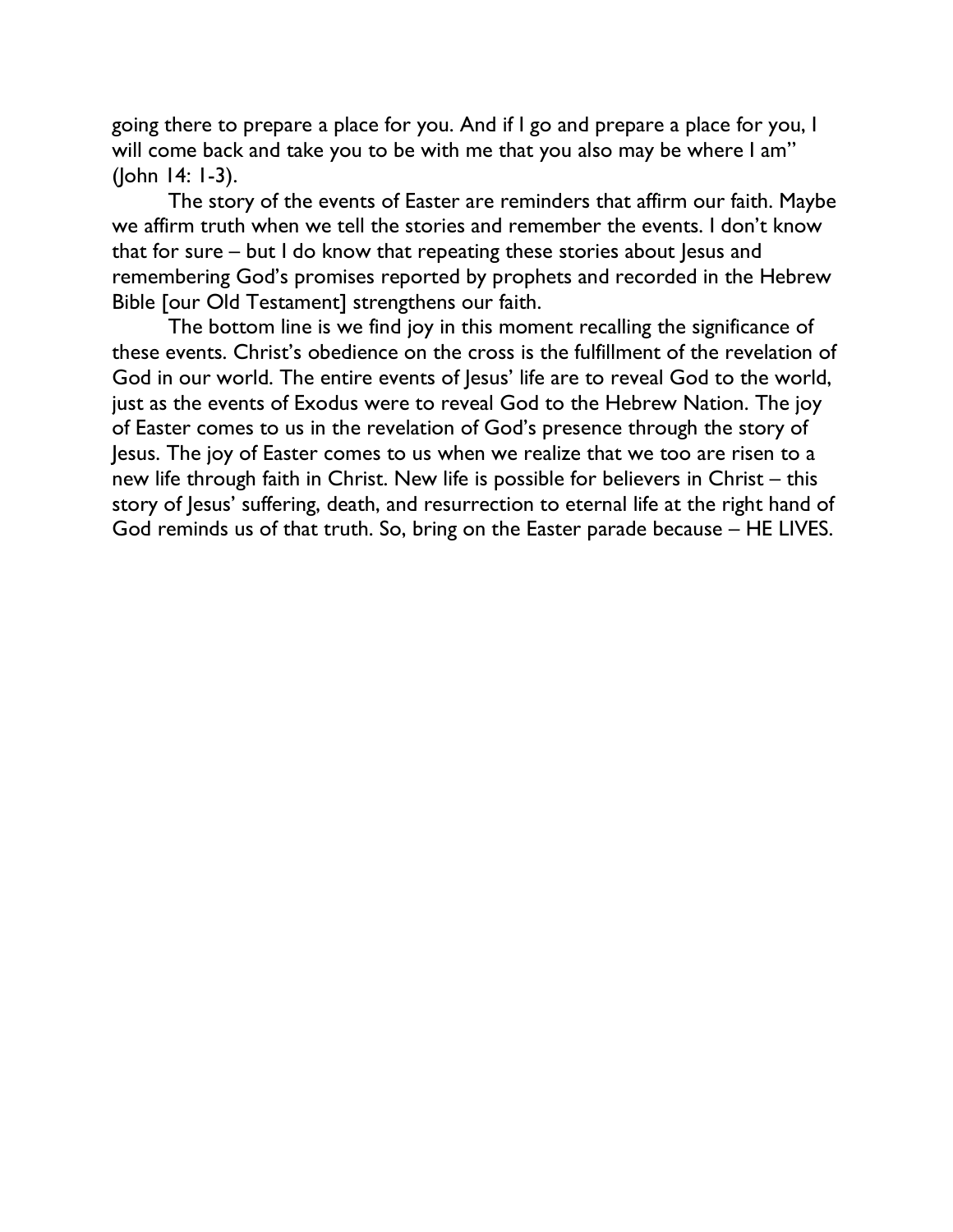going there to prepare a place for you. And if I go and prepare a place for you, I will come back and take you to be with me that you also may be where I am" (John 14: 1-3).

The story of the events of Easter are reminders that affirm our faith. Maybe we affirm truth when we tell the stories and remember the events. I don't know that for sure – but I do know that repeating these stories about Jesus and remembering God's promises reported by prophets and recorded in the Hebrew Bible [our Old Testament] strengthens our faith.

The bottom line is we find joy in this moment recalling the significance of these events. Christ's obedience on the cross is the fulfillment of the revelation of God in our world. The entire events of Jesus' life are to reveal God to the world, just as the events of Exodus were to reveal God to the Hebrew Nation. The joy of Easter comes to us in the revelation of God's presence through the story of Jesus. The joy of Easter comes to us when we realize that we too are risen to a new life through faith in Christ. New life is possible for believers in Christ – this story of Jesus' suffering, death, and resurrection to eternal life at the right hand of God reminds us of that truth. So, bring on the Easter parade because – HE LIVES.